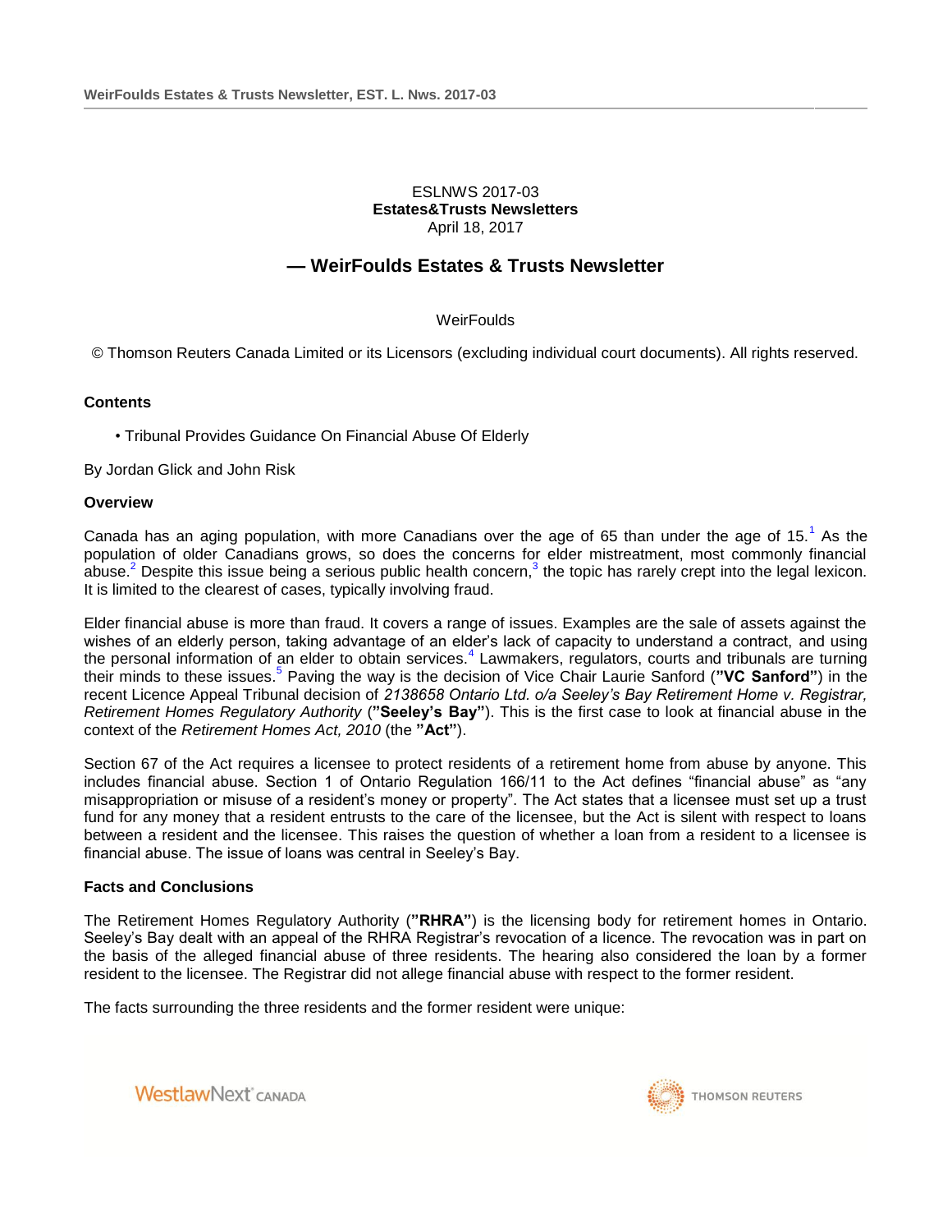ESLNWS 2017-03
**Estates&Trusts Newsletters**
April 18, 2017

## — WeirFoulds Estates & Trusts Newsletter

WeirFoulds

© Thomson Reuters Canada Limited or its Licensors (excluding individual court documents). All rights reserved.

**Contents**

- Tribunal Provides Guidance On Financial Abuse Of Elderly

By Jordan Glick and John Risk

**Overview**

Canada has an aging population, with more Canadians over the age of 65 than under the age of 15.[1] As the population of older Canadians grows, so does the concerns for elder mistreatment, most commonly financial abuse.[2] Despite this issue being a serious public health concern,[3] the topic has rarely crept into the legal lexicon. It is limited to the clearest of cases, typically involving fraud.

Elder financial abuse is more than fraud. It covers a range of issues. Examples are the sale of assets against the wishes of an elderly person, taking advantage of an elder's lack of capacity to understand a contract, and using the personal information of an elder to obtain services.[4] Lawmakers, regulators, courts and tribunals are turning their minds to these issues.[5] Paving the way is the decision of Vice Chair Laurie Sanford (**"VC Sanford"**) in the recent Licence Appeal Tribunal decision of *2138658 Ontario Ltd. o/a Seeley's Bay Retirement Home v. Registrar, Retirement Homes Regulatory Authority* (**"Seeley's Bay"**). This is the first case to look at financial abuse in the context of the *Retirement Homes Act, 2010* (the **"Act"**).

Section 67 of the Act requires a licensee to protect residents of a retirement home from abuse by anyone. This includes financial abuse. Section 1 of Ontario Regulation 166/11 to the Act defines "financial abuse" as "any misappropriation or misuse of a resident's money or property". The Act states that a licensee must set up a trust fund for any money that a resident entrusts to the care of the licensee, but the Act is silent with respect to loans between a resident and the licensee. This raises the question of whether a loan from a resident to a licensee is financial abuse. The issue of loans was central in Seeley's Bay.

**Facts and Conclusions**

The Retirement Homes Regulatory Authority (**"RHRA"**) is the licensing body for retirement homes in Ontario. Seeley's Bay dealt with an appeal of the RHRA Registrar's revocation of a licence. The revocation was in part on the basis of the alleged financial abuse of three residents. The hearing also considered the loan by a former resident to the licensee. The Registrar did not allege financial abuse with respect to the former resident.

The facts surrounding the three residents and the former resident were unique: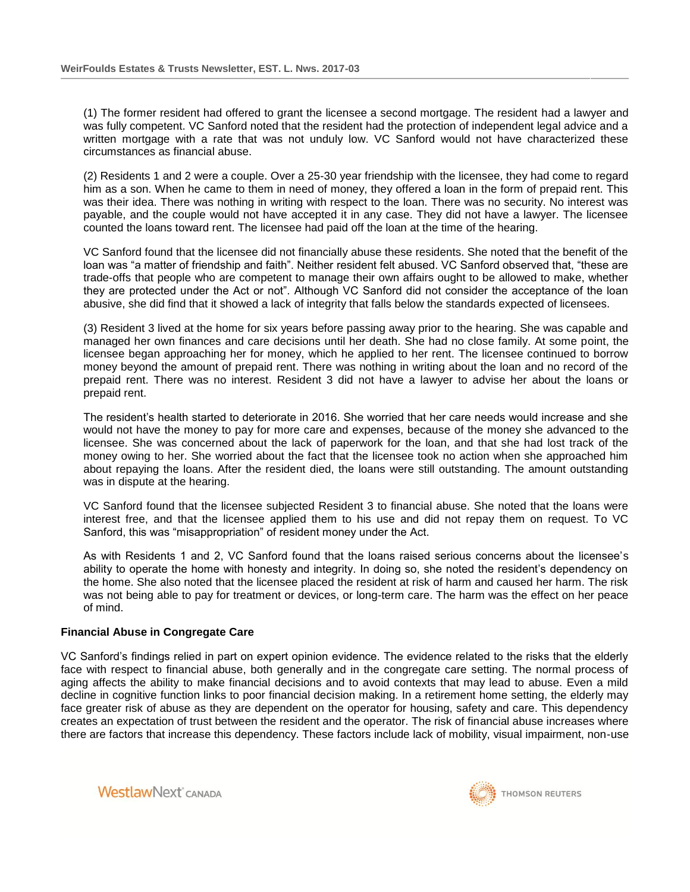(1) The former resident had offered to grant the licensee a second mortgage. The resident had a lawyer and was fully competent. VC Sanford noted that the resident had the protection of independent legal advice and a written mortgage with a rate that was not unduly low. VC Sanford would not have characterized these circumstances as financial abuse.

(2) Residents 1 and 2 were a couple. Over a 25-30 year friendship with the licensee, they had come to regard him as a son. When he came to them in need of money, they offered a loan in the form of prepaid rent. This was their idea. There was nothing in writing with respect to the loan. There was no security. No interest was payable, and the couple would not have accepted it in any case. They did not have a lawyer. The licensee counted the loans toward rent. The licensee had paid off the loan at the time of the hearing.

VC Sanford found that the licensee did not financially abuse these residents. She noted that the benefit of the loan was "a matter of friendship and faith". Neither resident felt abused. VC Sanford observed that, "these are trade-offs that people who are competent to manage their own affairs ought to be allowed to make, whether they are protected under the Act or not". Although VC Sanford did not consider the acceptance of the loan abusive, she did find that it showed a lack of integrity that falls below the standards expected of licensees.

(3) Resident 3 lived at the home for six years before passing away prior to the hearing. She was capable and managed her own finances and care decisions until her death. She had no close family. At some point, the licensee began approaching her for money, which he applied to her rent. The licensee continued to borrow money beyond the amount of prepaid rent. There was nothing in writing about the loan and no record of the prepaid rent. There was no interest. Resident 3 did not have a lawyer to advise her about the loans or prepaid rent.

The resident's health started to deteriorate in 2016. She worried that her care needs would increase and she would not have the money to pay for more care and expenses, because of the money she advanced to the licensee. She was concerned about the lack of paperwork for the loan, and that she had lost track of the money owing to her. She worried about the fact that the licensee took no action when she approached him about repaying the loans. After the resident died, the loans were still outstanding. The amount outstanding was in dispute at the hearing.

VC Sanford found that the licensee subjected Resident 3 to financial abuse. She noted that the loans were interest free, and that the licensee applied them to his use and did not repay them on request. To VC Sanford, this was "misappropriation" of resident money under the Act.

As with Residents 1 and 2, VC Sanford found that the loans raised serious concerns about the licensee's ability to operate the home with honesty and integrity. In doing so, she noted the resident's dependency on the home. She also noted that the licensee placed the resident at risk of harm and caused her harm. The risk was not being able to pay for treatment or devices, or long-term care. The harm was the effect on her peace of mind.

**Financial Abuse in Congregate Care**

VC Sanford's findings relied in part on expert opinion evidence. The evidence related to the risks that the elderly face with respect to financial abuse, both generally and in the congregate care setting. The normal process of aging affects the ability to make financial decisions and to avoid contexts that may lead to abuse. Even a mild decline in cognitive function links to poor financial decision making. In a retirement home setting, the elderly may face greater risk of abuse as they are dependent on the operator for housing, safety and care. This dependency creates an expectation of trust between the resident and the operator. The risk of financial abuse increases where there are factors that increase this dependency. These factors include lack of mobility, visual impairment, non-use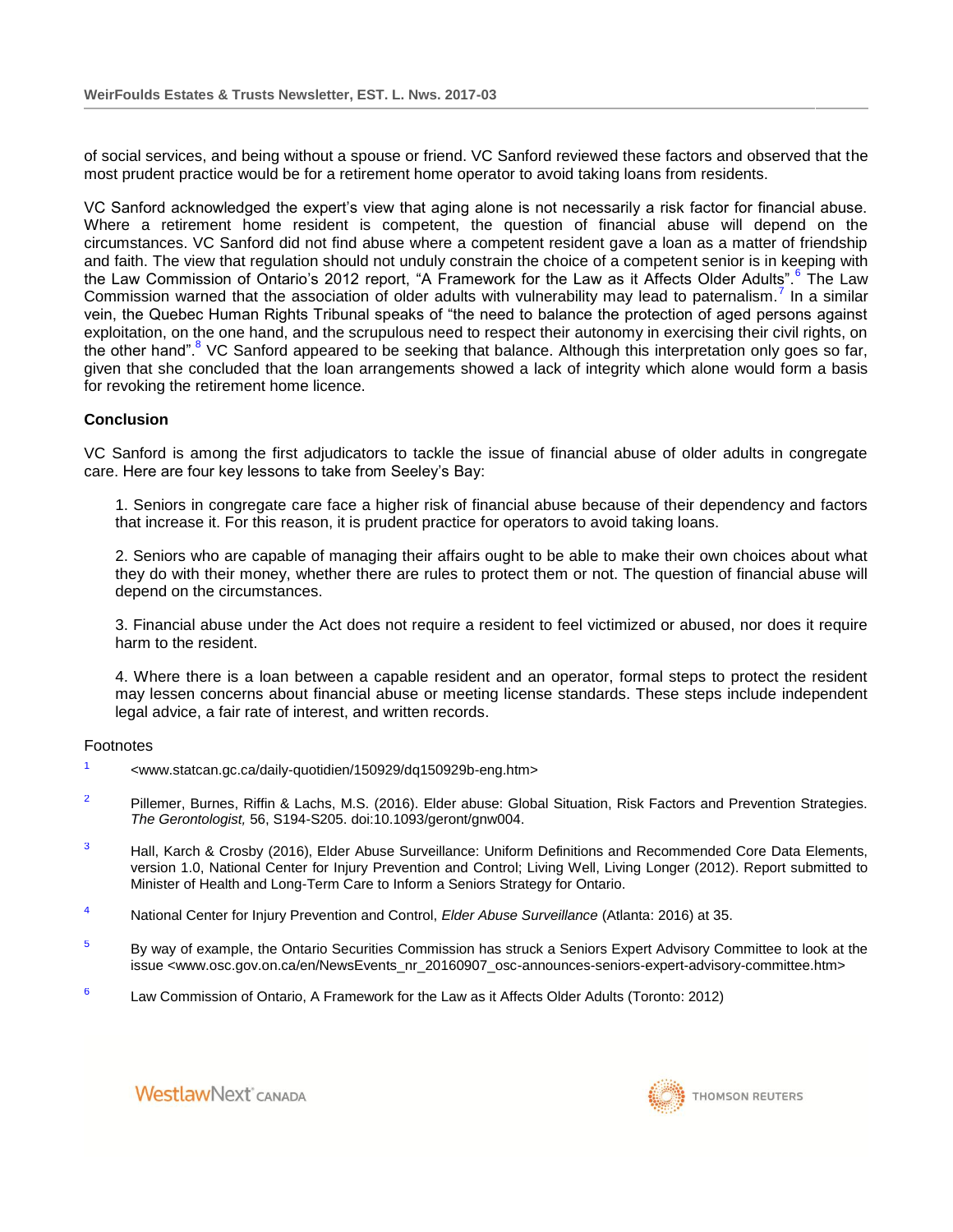of social services, and being without a spouse or friend. VC Sanford reviewed these factors and observed that the most prudent practice would be for a retirement home operator to avoid taking loans from residents.

VC Sanford acknowledged the expert's view that aging alone is not necessarily a risk factor for financial abuse. Where a retirement home resident is competent, the question of financial abuse will depend on the circumstances. VC Sanford did not find abuse where a competent resident gave a loan as a matter of friendship and faith. The view that regulation should not unduly constrain the choice of a competent senior is in keeping with the Law Commission of Ontario's 2012 report, "A Framework for the Law as it Affects Older Adults".[6] The Law Commission warned that the association of older adults with vulnerability may lead to paternalism.[7] In a similar vein, the Quebec Human Rights Tribunal speaks of "the need to balance the protection of aged persons against exploitation, on the one hand, and the scrupulous need to respect their autonomy in exercising their civil rights, on the other hand".[8] VC Sanford appeared to be seeking that balance. Although this interpretation only goes so far, given that she concluded that the loan arrangements showed a lack of integrity which alone would form a basis for revoking the retirement home licence.

**Conclusion**

VC Sanford is among the first adjudicators to tackle the issue of financial abuse of older adults in congregate care. Here are four key lessons to take from Seeley's Bay:

1. Seniors in congregate care face a higher risk of financial abuse because of their dependency and factors that increase it. For this reason, it is prudent practice for operators to avoid taking loans.

2. Seniors who are capable of managing their affairs ought to be able to make their own choices about what they do with their money, whether there are rules to protect them or not. The question of financial abuse will depend on the circumstances.

3. Financial abuse under the Act does not require a resident to feel victimized or abused, nor does it require harm to the resident.

4. Where there is a loan between a capable resident and an operator, formal steps to protect the resident may lessen concerns about financial abuse or meeting license standards. These steps include independent legal advice, a fair rate of interest, and written records.

Footnotes

[1] <www.statcan.gc.ca/daily-quotidien/150929/dq150929b-eng.htm>

[2] Pillemer, Burnes, Riffin & Lachs, M.S. (2016). Elder abuse: Global Situation, Risk Factors and Prevention Strategies. *The Gerontologist,* 56, S194-S205. doi:10.1093/geront/gnw004.

[3] Hall, Karch & Crosby (2016), Elder Abuse Surveillance: Uniform Definitions and Recommended Core Data Elements, version 1.0, National Center for Injury Prevention and Control; Living Well, Living Longer (2012). Report submitted to Minister of Health and Long-Term Care to Inform a Seniors Strategy for Ontario.

[4] National Center for Injury Prevention and Control, *Elder Abuse Surveillance* (Atlanta: 2016) at 35.

[5] By way of example, the Ontario Securities Commission has struck a Seniors Expert Advisory Committee to look at the issue <www.osc.gov.on.ca/en/NewsEvents_nr_20160907_osc-announces-seniors-expert-advisory-committee.htm>

[6] Law Commission of Ontario, A Framework for the Law as it Affects Older Adults (Toronto: 2012)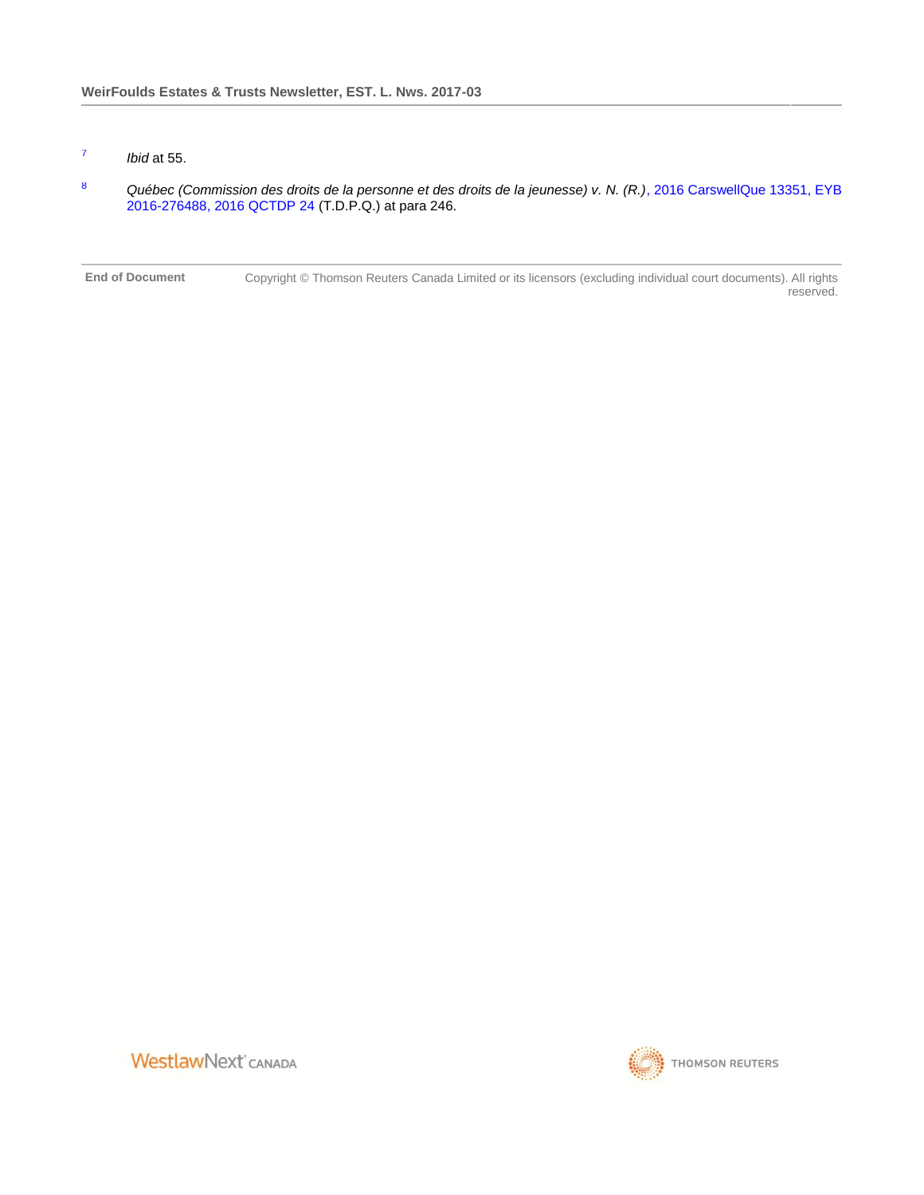[7] *Ibid* at 55.

[8] *Québec (Commission des droits de la personne et des droits de la jeunesse) v. N. (R.)*, 2016 CarswellQue 13351, EYB 2016-276488, 2016 QCTDP 24 (T.D.P.Q.) at para 246.

**End of Document** Copyright © Thomson Reuters Canada Limited or its licensors (excluding individual court documents). All rights reserved.